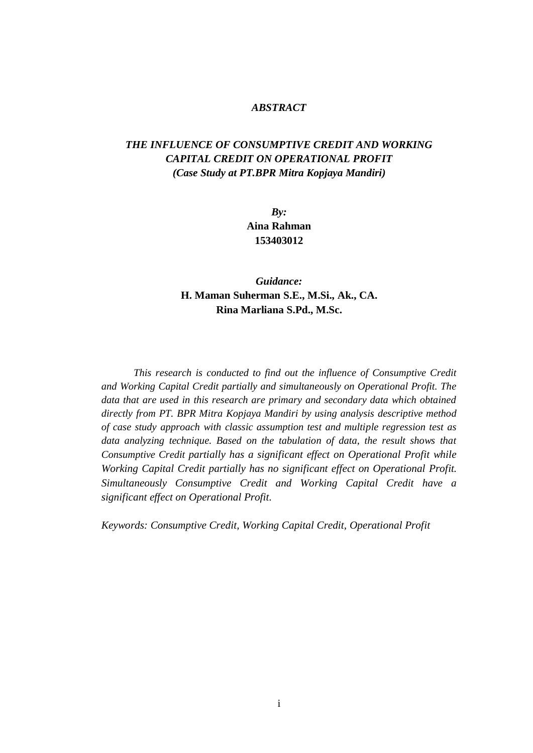# *ABSTRACT*

## *THE INFLUENCE OF CONSUMPTIVE CREDIT AND WORKING CAPITAL CREDIT ON OPERATIONAL PROFIT*
## *(Case Study at PT.BPR Mitra Kopjaya Mandiri)*

*By:*
**Aina Rahman**
**153403012**

*Guidance:*
**H. Maman Suherman S.E., M.Si., Ak., CA.**
**Rina Marliana S.Pd., M.Sc.**

*This research is conducted to find out the influence of Consumptive Credit and Working Capital Credit partially and simultaneously on Operational Profit. The data that are used in this research are primary and secondary data which obtained directly from PT. BPR Mitra Kopjaya Mandiri by using analysis descriptive method of case study approach with classic assumption test and multiple regression test as data analyzing technique. Based on the tabulation of data, the result shows that Consumptive Credit partially has a significant effect on Operational Profit while Working Capital Credit partially has no significant effect on Operational Profit. Simultaneously Consumptive Credit and Working Capital Credit have a significant effect on Operational Profit.*

*Keywords: Consumptive Credit, Working Capital Credit, Operational Profit*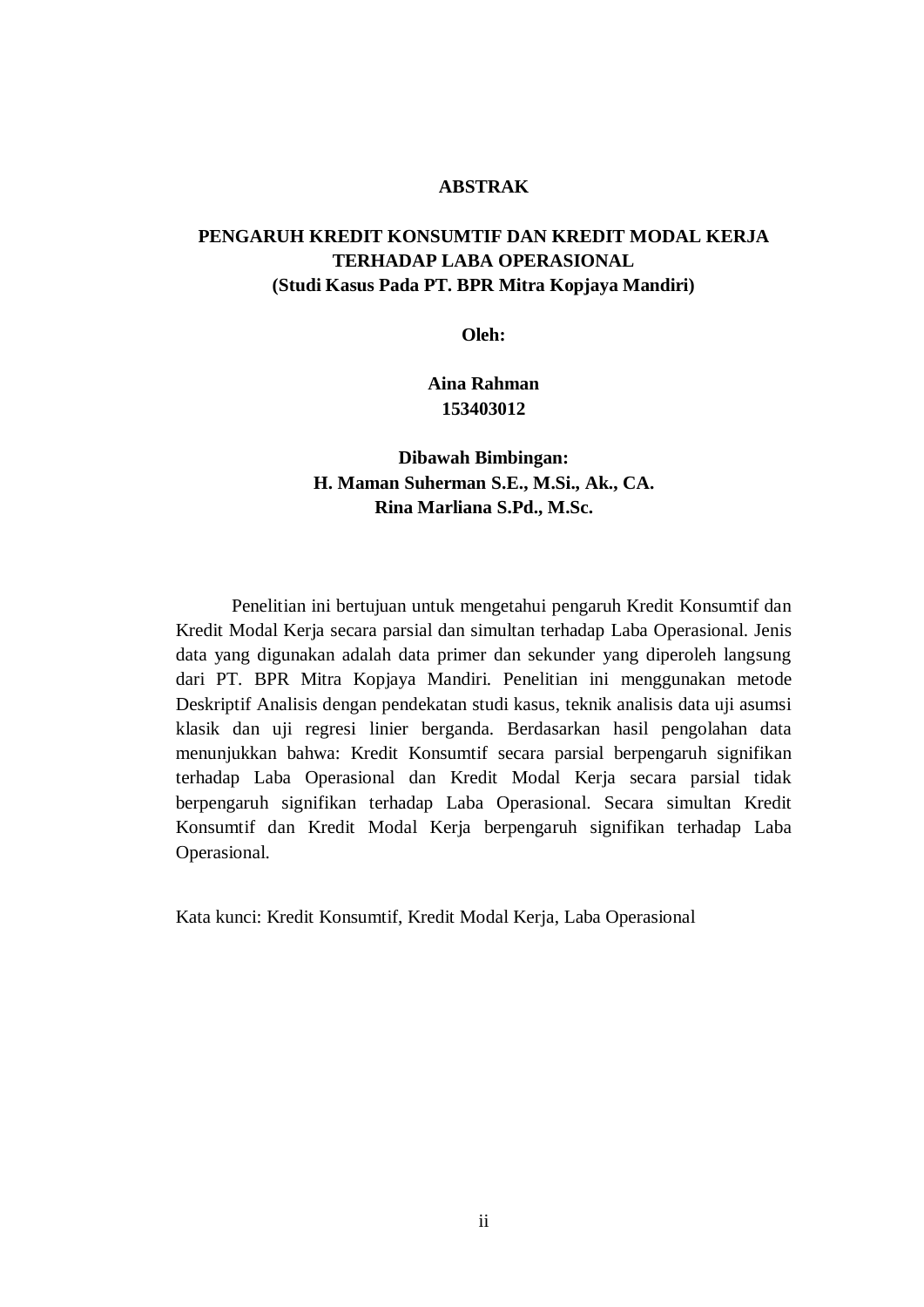# ABSTRAK

## PENGARUH KREDIT KONSUMTIF DAN KREDIT MODAL KERJA TERHADAP LABA OPERASIONAL
**(Studi Kasus Pada PT. BPR Mitra Kopjaya Mandiri)**

**Oleh:**

**Aina Rahman**
**153403012**

**Dibawah Bimbingan:**
**H. Maman Suherman S.E., M.Si., Ak., CA.**
**Rina Marliana S.Pd., M.Sc.**

Penelitian ini bertujuan untuk mengetahui pengaruh Kredit Konsumtif dan Kredit Modal Kerja secara parsial dan simultan terhadap Laba Operasional. Jenis data yang digunakan adalah data primer dan sekunder yang diperoleh langsung dari PT. BPR Mitra Kopjaya Mandiri. Penelitian ini menggunakan metode Deskriptif Analisis dengan pendekatan studi kasus, teknik analisis data uji asumsi klasik dan uji regresi linier berganda. Berdasarkan hasil pengolahan data menunjukkan bahwa: Kredit Konsumtif secara parsial berpengaruh signifikan terhadap Laba Operasional dan Kredit Modal Kerja secara parsial tidak berpengaruh signifikan terhadap Laba Operasional. Secara simultan Kredit Konsumtif dan Kredit Modal Kerja berpengaruh signifikan terhadap Laba Operasional.

Kata kunci: Kredit Konsumtif, Kredit Modal Kerja, Laba Operasional